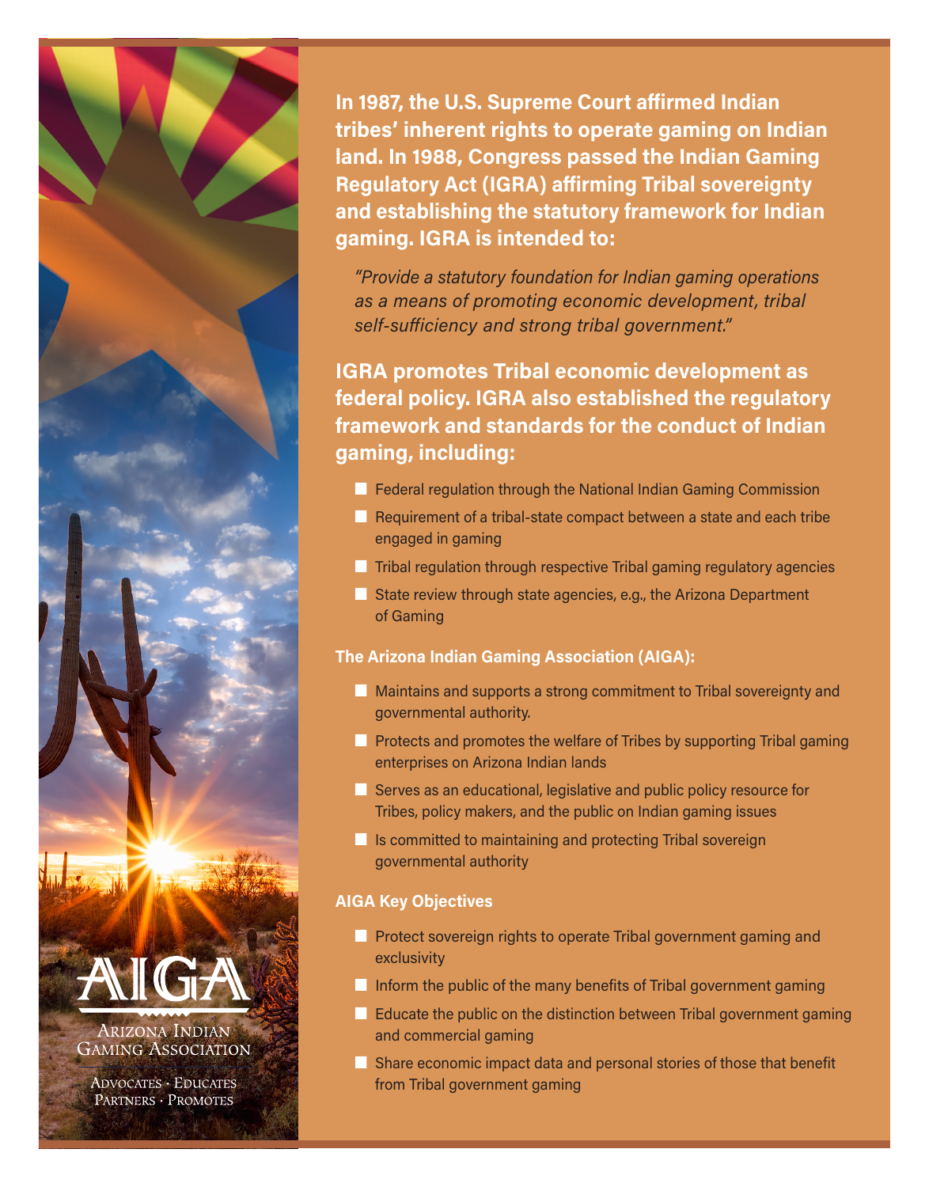**In 1987, the U.S. Supreme Court affirmed Indian tribes' inherent rights to operate gaming on Indian land. In 1988, Congress passed the Indian Gaming Regulatory Act (IGRA) affirming Tribal sovereignty and establishing the statutory framework for Indian gaming. IGRA is intended to:**

> *"Provide a statutory foundation for Indian gaming operations as a means of promoting economic development, tribal self-sufficiency and strong tribal government."*

**IGRA promotes Tribal economic development as federal policy. IGRA also established the regulatory framework and standards for the conduct of Indian gaming, including:**

- Federal regulation through the National Indian Gaming Commission
- Requirement of a tribal-state compact between a state and each tribe engaged in gaming
- Tribal regulation through respective Tribal gaming regulatory agencies
- State review through state agencies, e.g., the Arizona Department of Gaming

### The Arizona Indian Gaming Association (AIGA):

- Maintains and supports a strong commitment to Tribal sovereignty and governmental authority.
- Protects and promotes the welfare of Tribes by supporting Tribal gaming enterprises on Arizona Indian lands
- Serves as an educational, legislative and public policy resource for Tribes, policy makers, and the public on Indian gaming issues
- Is committed to maintaining and protecting Tribal sovereign governmental authority

### AIGA Key Objectives

- Protect sovereign rights to operate Tribal government gaming and exclusivity
- Inform the public of the many benefits of Tribal government gaming
- Educate the public on the distinction between Tribal government gaming and commercial gaming
- Share economic impact data and personal stories of those that benefit from Tribal government gaming

AIGA

Arizona Indian Gaming Association

Advocates · Educates
Partners · Promotes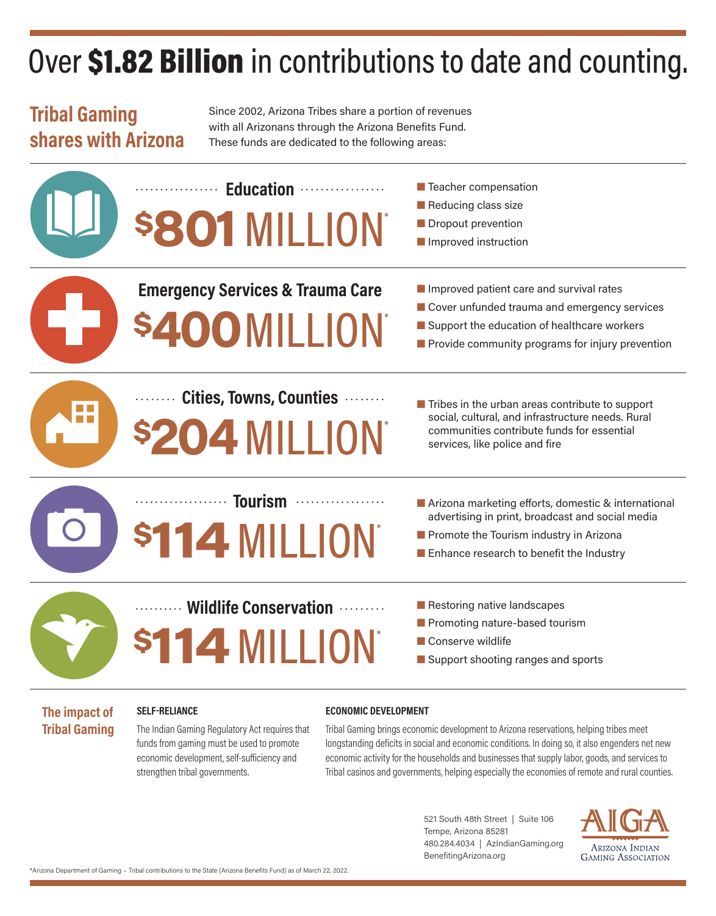# Over **$1.82 Billion** in contributions to date and counting.

## Tribal Gaming shares with Arizona

Since 2002, Arizona Tribes share a portion of revenues with all Arizonans through the Arizona Benefits Fund. These funds are dedicated to the following areas:

### Education

**$801 MILLION***

- Teacher compensation
- Reducing class size
- Dropout prevention
- Improved instruction

### Emergency Services & Trauma Care

**$400 MILLION***

- Improved patient care and survival rates
- Cover unfunded trauma and emergency services
- Support the education of healthcare workers
- Provide community programs for injury prevention

### Cities, Towns, Counties

**$204 MILLION***

- Tribes in the urban areas contribute to support social, cultural, and infrastructure needs. Rural communities contribute funds for essential services, like police and fire

### Tourism

**$114 MILLION***

- Arizona marketing efforts, domestic & international advertising in print, broadcast and social media
- Promote the Tourism industry in Arizona
- Enhance research to benefit the Industry

### Wildlife Conservation

**$114 MILLION***

- Restoring native landscapes
- Promoting nature-based tourism
- Conserve wildlife
- Support shooting ranges and sports

## The impact of Tribal Gaming

**SELF-RELIANCE**

The Indian Gaming Regulatory Act requires that funds from gaming must be used to promote economic development, self-sufficiency and strengthen tribal governments.

**ECONOMIC DEVELOPMENT**

Tribal Gaming brings economic development to Arizona reservations, helping tribes meet longstanding deficits in social and economic conditions. In doing so, it also engenders net new economic activity for the households and businesses that supply labor, goods, and services to Tribal casinos and governments, helping especially the economies of remote and rural counties.

521 South 48th Street | Suite 106
Tempe, Arizona 85281
480.284.4034 | AzIndianGaming.org
BenefitingArizona.org

AIGA
Arizona Indian Gaming Association

*Arizona Department of Gaming – Tribal contributions to the State (Arizona Benefits Fund) as of March 22, 2022.